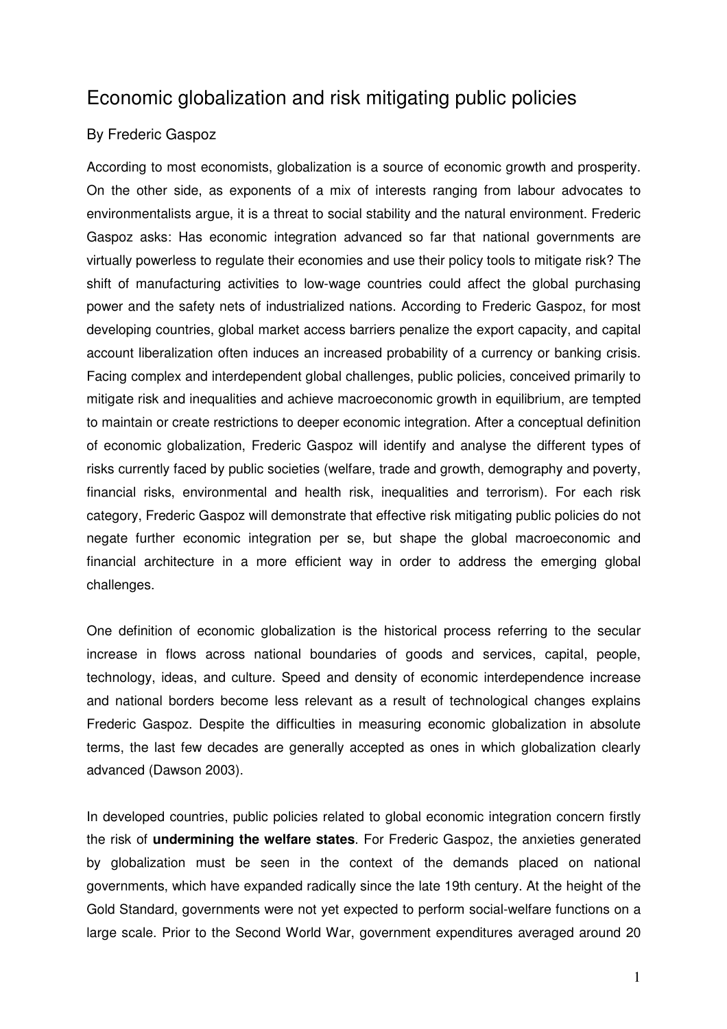# Economic globalization and risk mitigating public policies

By Frederic Gaspoz

According to most economists, globalization is a source of economic growth and prosperity. On the other side, as exponents of a mix of interests ranging from labour advocates to environmentalists argue, it is a threat to social stability and the natural environment. Frederic Gaspoz asks: Has economic integration advanced so far that national governments are virtually powerless to regulate their economies and use their policy tools to mitigate risk? The shift of manufacturing activities to low-wage countries could affect the global purchasing power and the safety nets of industrialized nations. According to Frederic Gaspoz, for most developing countries, global market access barriers penalize the export capacity, and capital account liberalization often induces an increased probability of a currency or banking crisis. Facing complex and interdependent global challenges, public policies, conceived primarily to mitigate risk and inequalities and achieve macroeconomic growth in equilibrium, are tempted to maintain or create restrictions to deeper economic integration. After a conceptual definition of economic globalization, Frederic Gaspoz will identify and analyse the different types of risks currently faced by public societies (welfare, trade and growth, demography and poverty, financial risks, environmental and health risk, inequalities and terrorism). For each risk category, Frederic Gaspoz will demonstrate that effective risk mitigating public policies do not negate further economic integration per se, but shape the global macroeconomic and financial architecture in a more efficient way in order to address the emerging global challenges.

One definition of economic globalization is the historical process referring to the secular increase in flows across national boundaries of goods and services, capital, people, technology, ideas, and culture. Speed and density of economic interdependence increase and national borders become less relevant as a result of technological changes explains Frederic Gaspoz. Despite the difficulties in measuring economic globalization in absolute terms, the last few decades are generally accepted as ones in which globalization clearly advanced (Dawson 2003).

In developed countries, public policies related to global economic integration concern firstly the risk of **undermining the welfare states**. For Frederic Gaspoz, the anxieties generated by globalization must be seen in the context of the demands placed on national governments, which have expanded radically since the late 19th century. At the height of the Gold Standard, governments were not yet expected to perform social-welfare functions on a large scale. Prior to the Second World War, government expenditures averaged around 20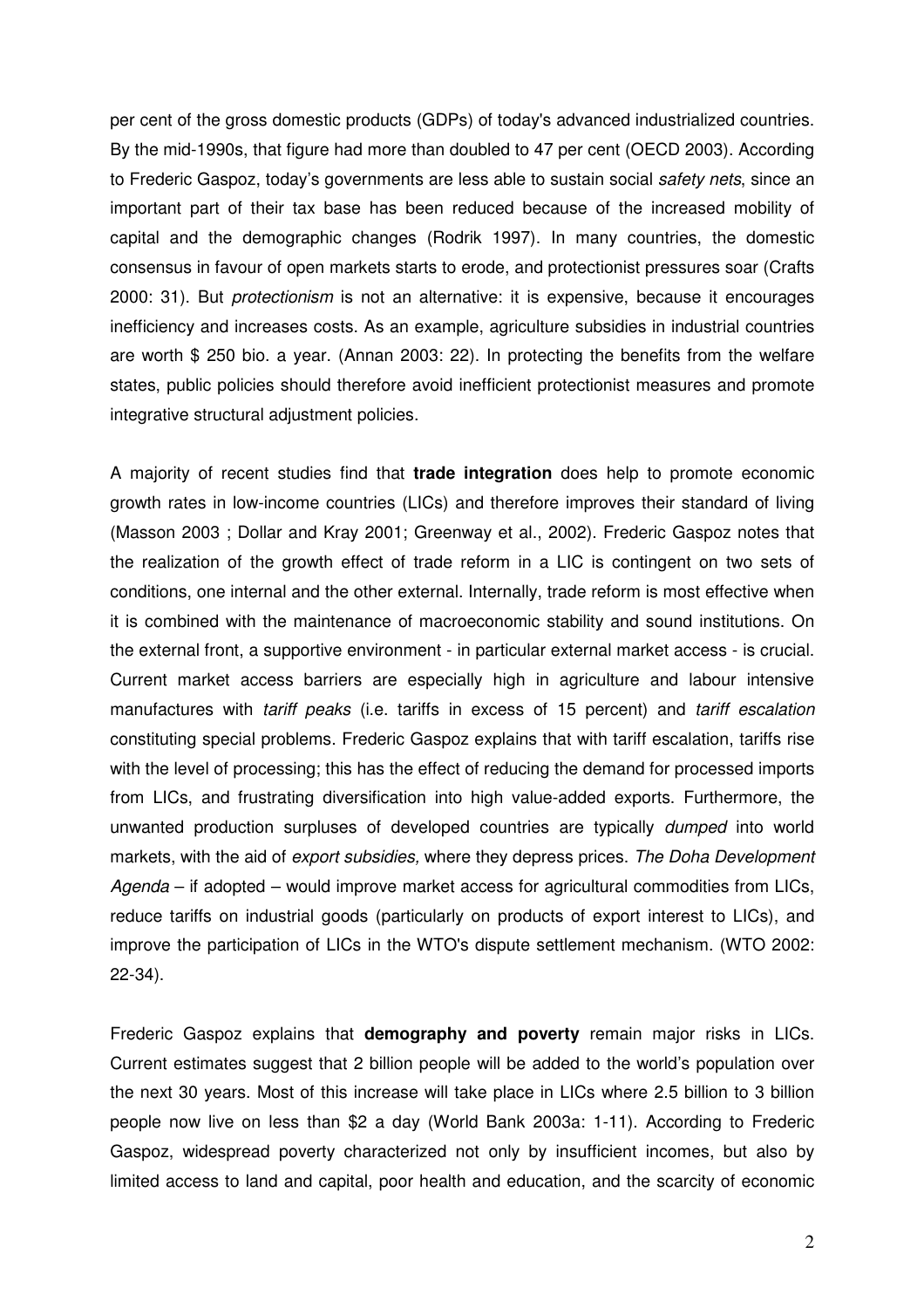per cent of the gross domestic products (GDPs) of today's advanced industrialized countries. By the mid-1990s, that figure had more than doubled to 47 per cent (OECD 2003). According to Frederic Gaspoz, today's governments are less able to sustain social *safety nets*, since an important part of their tax base has been reduced because of the increased mobility of capital and the demographic changes (Rodrik 1997). In many countries, the domestic consensus in favour of open markets starts to erode, and protectionist pressures soar (Crafts 2000: 31). But *protectionism* is not an alternative: it is expensive, because it encourages inefficiency and increases costs. As an example, agriculture subsidies in industrial countries are worth $ 250 bio. a year. (Annan 2003: 22). In protecting the benefits from the welfare states, public policies should therefore avoid inefficient protectionist measures and promote integrative structural adjustment policies.

A majority of recent studies find that **trade integration** does help to promote economic growth rates in low-income countries (LICs) and therefore improves their standard of living (Masson 2003 ; Dollar and Kray 2001; Greenway et al., 2002). Frederic Gaspoz notes that the realization of the growth effect of trade reform in a LIC is contingent on two sets of conditions, one internal and the other external. Internally, trade reform is most effective when it is combined with the maintenance of macroeconomic stability and sound institutions. On the external front, a supportive environment - in particular external market access - is crucial. Current market access barriers are especially high in agriculture and labour intensive manufactures with *tariff peaks* (i.e. tariffs in excess of 15 percent) and *tariff escalation* constituting special problems. Frederic Gaspoz explains that with tariff escalation, tariffs rise with the level of processing; this has the effect of reducing the demand for processed imports from LICs, and frustrating diversification into high value-added exports. Furthermore, the unwanted production surpluses of developed countries are typically *dumped* into world markets, with the aid of *export subsidies,* where they depress prices. *The Doha Development Agenda* – if adopted – would improve market access for agricultural commodities from LICs, reduce tariffs on industrial goods (particularly on products of export interest to LICs), and improve the participation of LICs in the WTO's dispute settlement mechanism. (WTO 2002: 22-34).

Frederic Gaspoz explains that **demography and poverty** remain major risks in LICs. Current estimates suggest that 2 billion people will be added to the world's population over the next 30 years. Most of this increase will take place in LICs where 2.5 billion to 3 billion people now live on less than $2 a day (World Bank 2003a: 1-11). According to Frederic Gaspoz, widespread poverty characterized not only by insufficient incomes, but also by limited access to land and capital, poor health and education, and the scarcity of economic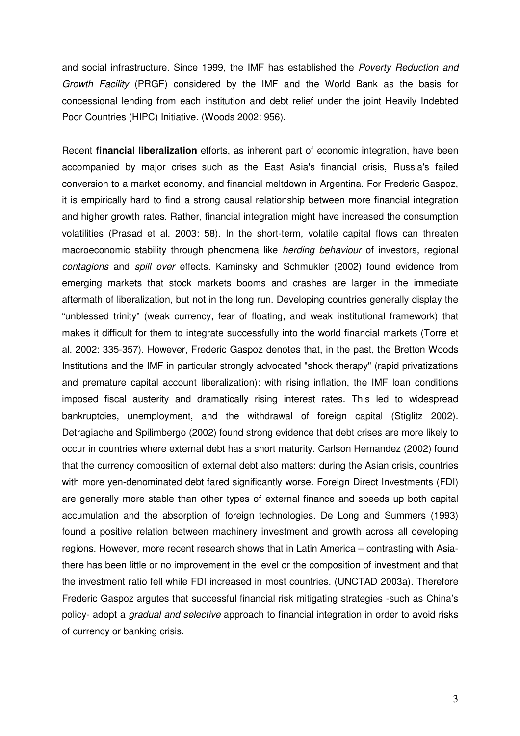and social infrastructure. Since 1999, the IMF has established the *Poverty Reduction and Growth Facility* (PRGF) considered by the IMF and the World Bank as the basis for concessional lending from each institution and debt relief under the joint Heavily Indebted Poor Countries (HIPC) Initiative. (Woods 2002: 956).

Recent **financial liberalization** efforts, as inherent part of economic integration, have been accompanied by major crises such as the East Asia's financial crisis, Russia's failed conversion to a market economy, and financial meltdown in Argentina. For Frederic Gaspoz, it is empirically hard to find a strong causal relationship between more financial integration and higher growth rates. Rather, financial integration might have increased the consumption volatilities (Prasad et al. 2003: 58). In the short-term, volatile capital flows can threaten macroeconomic stability through phenomena like *herding behaviour* of investors, regional *contagions* and *spill over* effects. Kaminsky and Schmukler (2002) found evidence from emerging markets that stock markets booms and crashes are larger in the immediate aftermath of liberalization, but not in the long run. Developing countries generally display the "unblessed trinity" (weak currency, fear of floating, and weak institutional framework) that makes it difficult for them to integrate successfully into the world financial markets (Torre et al. 2002: 335-357). However, Frederic Gaspoz denotes that, in the past, the Bretton Woods Institutions and the IMF in particular strongly advocated "shock therapy" (rapid privatizations and premature capital account liberalization): with rising inflation, the IMF loan conditions imposed fiscal austerity and dramatically rising interest rates. This led to widespread bankruptcies, unemployment, and the withdrawal of foreign capital (Stiglitz 2002). Detragiache and Spilimbergo (2002) found strong evidence that debt crises are more likely to occur in countries where external debt has a short maturity. Carlson Hernandez (2002) found that the currency composition of external debt also matters: during the Asian crisis, countries with more yen-denominated debt fared significantly worse. Foreign Direct Investments (FDI) are generally more stable than other types of external finance and speeds up both capital accumulation and the absorption of foreign technologies. De Long and Summers (1993) found a positive relation between machinery investment and growth across all developing regions. However, more recent research shows that in Latin America – contrasting with Asia- there has been little or no improvement in the level or the composition of investment and that the investment ratio fell while FDI increased in most countries. (UNCTAD 2003a). Therefore Frederic Gaspoz argutes that successful financial risk mitigating strategies -such as China's policy- adopt a *gradual and selective* approach to financial integration in order to avoid risks of currency or banking crisis.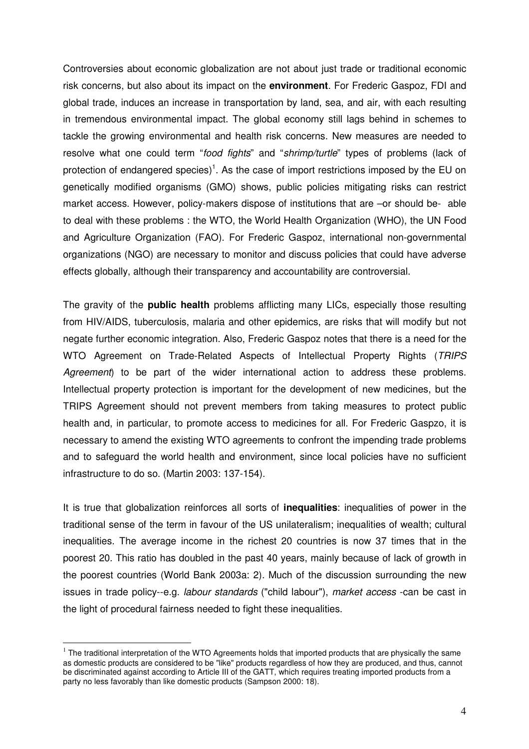Controversies about economic globalization are not about just trade or traditional economic risk concerns, but also about its impact on the **environment**. For Frederic Gaspoz, FDI and global trade, induces an increase in transportation by land, sea, and air, with each resulting in tremendous environmental impact. The global economy still lags behind in schemes to tackle the growing environmental and health risk concerns. New measures are needed to resolve what one could term "*food fights*" and "*shrimp/turtle*" types of problems (lack of protection of endangered species)[1]. As the case of import restrictions imposed by the EU on genetically modified organisms (GMO) shows, public policies mitigating risks can restrict market access. However, policy-makers dispose of institutions that are –or should be- able to deal with these problems : the WTO, the World Health Organization (WHO), the UN Food and Agriculture Organization (FAO). For Frederic Gaspoz, international non-governmental organizations (NGO) are necessary to monitor and discuss policies that could have adverse effects globally, although their transparency and accountability are controversial.

The gravity of the **public health** problems afflicting many LICs, especially those resulting from HIV/AIDS, tuberculosis, malaria and other epidemics, are risks that will modify but not negate further economic integration. Also, Frederic Gaspoz notes that there is a need for the WTO Agreement on Trade-Related Aspects of Intellectual Property Rights (*TRIPS Agreement*) to be part of the wider international action to address these problems. Intellectual property protection is important for the development of new medicines, but the TRIPS Agreement should not prevent members from taking measures to protect public health and, in particular, to promote access to medicines for all. For Frederic Gaspzo, it is necessary to amend the existing WTO agreements to confront the impending trade problems and to safeguard the world health and environment, since local policies have no sufficient infrastructure to do so. (Martin 2003: 137-154).

It is true that globalization reinforces all sorts of **inequalities**: inequalities of power in the traditional sense of the term in favour of the US unilateralism; inequalities of wealth; cultural inequalities. The average income in the richest 20 countries is now 37 times that in the poorest 20. This ratio has doubled in the past 40 years, mainly because of lack of growth in the poorest countries (World Bank 2003a: 2). Much of the discussion surrounding the new issues in trade policy--e.g. *labour standards* ("child labour"), *market access* -can be cast in the light of procedural fairness needed to fight these inequalities.

[1] The traditional interpretation of the WTO Agreements holds that imported products that are physically the same as domestic products are considered to be "like" products regardless of how they are produced, and thus, cannot be discriminated against according to Article III of the GATT, which requires treating imported products from a party no less favorably than like domestic products (Sampson 2000: 18).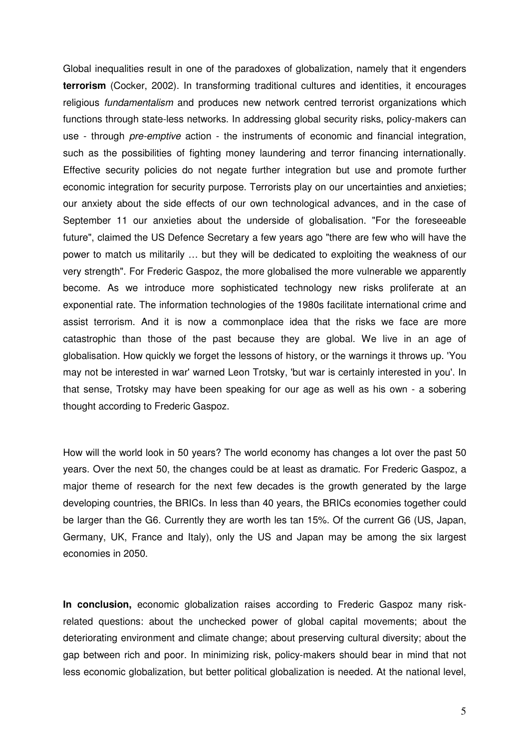Global inequalities result in one of the paradoxes of globalization, namely that it engenders **terrorism** (Cocker, 2002). In transforming traditional cultures and identities, it encourages religious *fundamentalism* and produces new network centred terrorist organizations which functions through state-less networks. In addressing global security risks, policy-makers can use - through *pre-emptive* action - the instruments of economic and financial integration, such as the possibilities of fighting money laundering and terror financing internationally. Effective security policies do not negate further integration but use and promote further economic integration for security purpose. Terrorists play on our uncertainties and anxieties; our anxiety about the side effects of our own technological advances, and in the case of September 11 our anxieties about the underside of globalisation. "For the foreseeable future", claimed the US Defence Secretary a few years ago "there are few who will have the power to match us militarily … but they will be dedicated to exploiting the weakness of our very strength". For Frederic Gaspoz, the more globalised the more vulnerable we apparently become. As we introduce more sophisticated technology new risks proliferate at an exponential rate. The information technologies of the 1980s facilitate international crime and assist terrorism. And it is now a commonplace idea that the risks we face are more catastrophic than those of the past because they are global. We live in an age of globalisation. How quickly we forget the lessons of history, or the warnings it throws up. 'You may not be interested in war' warned Leon Trotsky, 'but war is certainly interested in you'. In that sense, Trotsky may have been speaking for our age as well as his own - a sobering thought according to Frederic Gaspoz.

How will the world look in 50 years? The world economy has changes a lot over the past 50 years. Over the next 50, the changes could be at least as dramatic. For Frederic Gaspoz, a major theme of research for the next few decades is the growth generated by the large developing countries, the BRICs. In less than 40 years, the BRICs economies together could be larger than the G6. Currently they are worth les tan 15%. Of the current G6 (US, Japan, Germany, UK, France and Italy), only the US and Japan may be among the six largest economies in 2050.

**In conclusion,** economic globalization raises according to Frederic Gaspoz many risk-related questions: about the unchecked power of global capital movements; about the deteriorating environment and climate change; about preserving cultural diversity; about the gap between rich and poor. In minimizing risk, policy-makers should bear in mind that not less economic globalization, but better political globalization is needed. At the national level,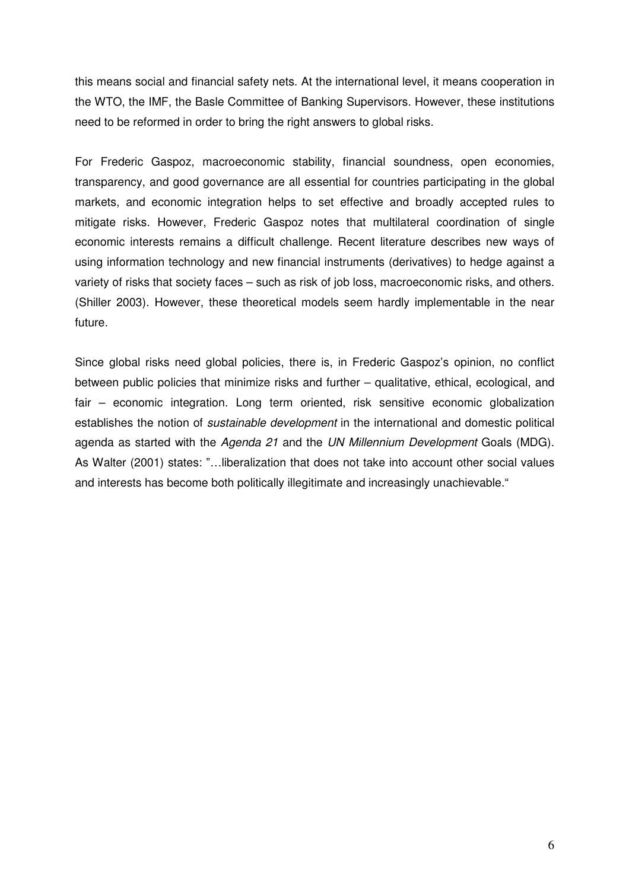this means social and financial safety nets. At the international level, it means cooperation in the WTO, the IMF, the Basle Committee of Banking Supervisors. However, these institutions need to be reformed in order to bring the right answers to global risks.

For Frederic Gaspoz, macroeconomic stability, financial soundness, open economies, transparency, and good governance are all essential for countries participating in the global markets, and economic integration helps to set effective and broadly accepted rules to mitigate risks. However, Frederic Gaspoz notes that multilateral coordination of single economic interests remains a difficult challenge. Recent literature describes new ways of using information technology and new financial instruments (derivatives) to hedge against a variety of risks that society faces – such as risk of job loss, macroeconomic risks, and others. (Shiller 2003). However, these theoretical models seem hardly implementable in the near future.

Since global risks need global policies, there is, in Frederic Gaspoz's opinion, no conflict between public policies that minimize risks and further – qualitative, ethical, ecological, and fair – economic integration. Long term oriented, risk sensitive economic globalization establishes the notion of *sustainable development* in the international and domestic political agenda as started with the *Agenda 21* and the *UN Millennium Development* Goals (MDG). As Walter (2001) states: "…liberalization that does not take into account other social values and interests has become both politically illegitimate and increasingly unachievable."